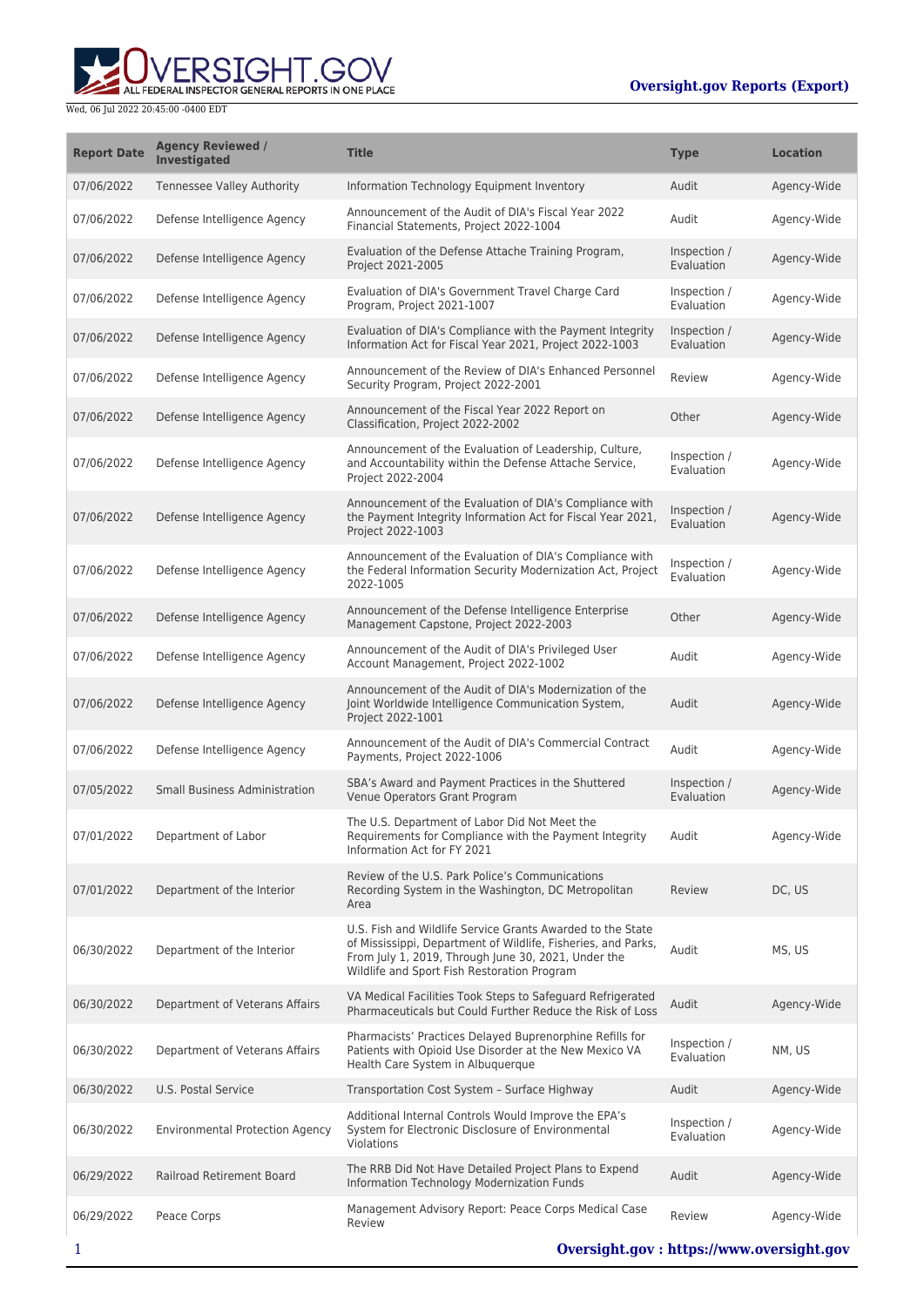Wed, 06 Jul 2022 20:45:00 -0400 EDT

**Oversight.gov Reports (Export)**

| Report Date | Agency Reviewed / Investigated | Title | Type | Location |
|---|---|---|---|---|
| 07/06/2022 | Tennessee Valley Authority | Information Technology Equipment Inventory | Audit | Agency-Wide |
| 07/06/2022 | Defense Intelligence Agency | Announcement of the Audit of DIA's Fiscal Year 2022 Financial Statements, Project 2022-1004 | Audit | Agency-Wide |
| 07/06/2022 | Defense Intelligence Agency | Evaluation of the Defense Attache Training Program, Project 2021-2005 | Inspection / Evaluation | Agency-Wide |
| 07/06/2022 | Defense Intelligence Agency | Evaluation of DIA's Government Travel Charge Card Program, Project 2021-1007 | Inspection / Evaluation | Agency-Wide |
| 07/06/2022 | Defense Intelligence Agency | Evaluation of DIA's Compliance with the Payment Integrity Information Act for Fiscal Year 2021, Project 2022-1003 | Inspection / Evaluation | Agency-Wide |
| 07/06/2022 | Defense Intelligence Agency | Announcement of the Review of DIA's Enhanced Personnel Security Program, Project 2022-2001 | Review | Agency-Wide |
| 07/06/2022 | Defense Intelligence Agency | Announcement of the Fiscal Year 2022 Report on Classification, Project 2022-2002 | Other | Agency-Wide |
| 07/06/2022 | Defense Intelligence Agency | Announcement of the Evaluation of Leadership, Culture, and Accountability within the Defense Attache Service, Project 2022-2004 | Inspection / Evaluation | Agency-Wide |
| 07/06/2022 | Defense Intelligence Agency | Announcement of the Evaluation of DIA's Compliance with the Payment Integrity Information Act for Fiscal Year 2021, Project 2022-1003 | Inspection / Evaluation | Agency-Wide |
| 07/06/2022 | Defense Intelligence Agency | Announcement of the Evaluation of DIA's Compliance with the Federal Information Security Modernization Act, Project 2022-1005 | Inspection / Evaluation | Agency-Wide |
| 07/06/2022 | Defense Intelligence Agency | Announcement of the Defense Intelligence Enterprise Management Capstone, Project 2022-2003 | Other | Agency-Wide |
| 07/06/2022 | Defense Intelligence Agency | Announcement of the Audit of DIA's Privileged User Account Management, Project 2022-1002 | Audit | Agency-Wide |
| 07/06/2022 | Defense Intelligence Agency | Announcement of the Audit of DIA's Modernization of the Joint Worldwide Intelligence Communication System, Project 2022-1001 | Audit | Agency-Wide |
| 07/06/2022 | Defense Intelligence Agency | Announcement of the Audit of DIA's Commercial Contract Payments, Project 2022-1006 | Audit | Agency-Wide |
| 07/05/2022 | Small Business Administration | SBA's Award and Payment Practices in the Shuttered Venue Operators Grant Program | Inspection / Evaluation | Agency-Wide |
| 07/01/2022 | Department of Labor | The U.S. Department of Labor Did Not Meet the Requirements for Compliance with the Payment Integrity Information Act for FY 2021 | Audit | Agency-Wide |
| 07/01/2022 | Department of the Interior | Review of the U.S. Park Police's Communications Recording System in the Washington, DC Metropolitan Area | Review | DC, US |
| 06/30/2022 | Department of the Interior | U.S. Fish and Wildlife Service Grants Awarded to the State of Mississippi, Department of Wildlife, Fisheries, and Parks, From July 1, 2019, Through June 30, 2021, Under the Wildlife and Sport Fish Restoration Program | Audit | MS, US |
| 06/30/2022 | Department of Veterans Affairs | VA Medical Facilities Took Steps to Safeguard Refrigerated Pharmaceuticals but Could Further Reduce the Risk of Loss | Audit | Agency-Wide |
| 06/30/2022 | Department of Veterans Affairs | Pharmacists' Practices Delayed Buprenorphine Refills for Patients with Opioid Use Disorder at the New Mexico VA Health Care System in Albuquerque | Inspection / Evaluation | NM, US |
| 06/30/2022 | U.S. Postal Service | Transportation Cost System – Surface Highway | Audit | Agency-Wide |
| 06/30/2022 | Environmental Protection Agency | Additional Internal Controls Would Improve the EPA's System for Electronic Disclosure of Environmental Violations | Inspection / Evaluation | Agency-Wide |
| 06/29/2022 | Railroad Retirement Board | The RRB Did Not Have Detailed Project Plans to Expend Information Technology Modernization Funds | Audit | Agency-Wide |
| 06/29/2022 | Peace Corps | Management Advisory Report: Peace Corps Medical Case Review | Review | Agency-Wide |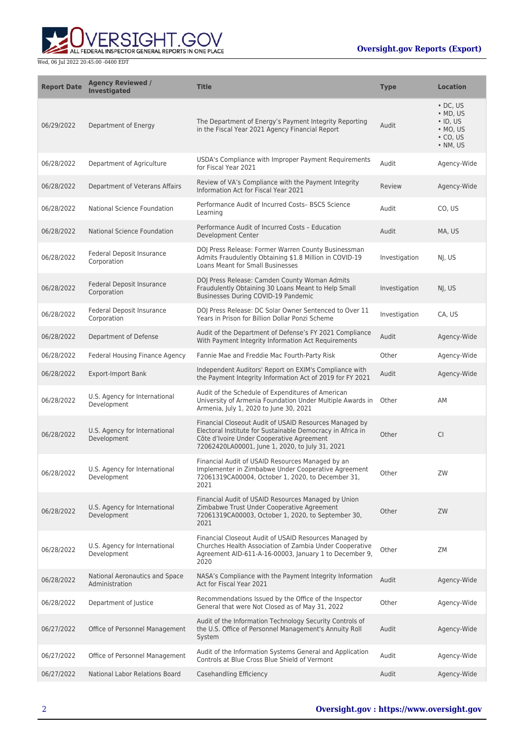| Report Date | Agency Reviewed / Investigated | Title | Type | Location |
| --- | --- | --- | --- | --- |
| 06/29/2022 | Department of Energy | The Department of Energy's Payment Integrity Reporting in the Fiscal Year 2021 Agency Financial Report | Audit | • DC, US<br>• MD, US<br>• ID, US<br>• MO, US<br>• CO, US<br>• NM, US |
| 06/28/2022 | Department of Agriculture | USDA's Compliance with Improper Payment Requirements for Fiscal Year 2021 | Audit | Agency-Wide |
| 06/28/2022 | Department of Veterans Affairs | Review of VA's Compliance with the Payment Integrity Information Act for Fiscal Year 2021 | Review | Agency-Wide |
| 06/28/2022 | National Science Foundation | Performance Audit of Incurred Costs– BSCS Science Learning | Audit | CO, US |
| 06/28/2022 | National Science Foundation | Performance Audit of Incurred Costs – Education Development Center | Audit | MA, US |
| 06/28/2022 | Federal Deposit Insurance Corporation | DOJ Press Release: Former Warren County Businessman Admits Fraudulently Obtaining $1.8 Million in COVID-19 Loans Meant for Small Businesses | Investigation | NJ, US |
| 06/28/2022 | Federal Deposit Insurance Corporation | DOJ Press Release: Camden County Woman Admits Fraudulently Obtaining 30 Loans Meant to Help Small Businesses During COVID-19 Pandemic | Investigation | NJ, US |
| 06/28/2022 | Federal Deposit Insurance Corporation | DOJ Press Release: DC Solar Owner Sentenced to Over 11 Years in Prison for Billion Dollar Ponzi Scheme | Investigation | CA, US |
| 06/28/2022 | Department of Defense | Audit of the Department of Defense's FY 2021 Compliance With Payment Integrity Information Act Requirements | Audit | Agency-Wide |
| 06/28/2022 | Federal Housing Finance Agency | Fannie Mae and Freddie Mac Fourth-Party Risk | Other | Agency-Wide |
| 06/28/2022 | Export-Import Bank | Independent Auditors' Report on EXIM's Compliance with the Payment Integrity Information Act of 2019 for FY 2021 | Audit | Agency-Wide |
| 06/28/2022 | U.S. Agency for International Development | Audit of the Schedule of Expenditures of American University of Armenia Foundation Under Multiple Awards in Armenia, July 1, 2020 to June 30, 2021 | Other | AM |
| 06/28/2022 | U.S. Agency for International Development | Financial Closeout Audit of USAID Resources Managed by Electoral Institute for Sustainable Democracy in Africa in Côte d'Ivoire Under Cooperative Agreement 72062420LA00001, June 1, 2020, to July 31, 2021 | Other | CI |
| 06/28/2022 | U.S. Agency for International Development | Financial Audit of USAID Resources Managed by an Implementer in Zimbabwe Under Cooperative Agreement 72061319CA00004, October 1, 2020, to December 31, 2021 | Other | ZW |
| 06/28/2022 | U.S. Agency for International Development | Financial Audit of USAID Resources Managed by Union Zimbabwe Trust Under Cooperative Agreement 72061319CA00003, October 1, 2020, to September 30, 2021 | Other | ZW |
| 06/28/2022 | U.S. Agency for International Development | Financial Closeout Audit of USAID Resources Managed by Churches Health Association of Zambia Under Cooperative Agreement AID-611-A-16-00003, January 1 to December 9, 2020 | Other | ZM |
| 06/28/2022 | National Aeronautics and Space Administration | NASA's Compliance with the Payment Integrity Information Act for Fiscal Year 2021 | Audit | Agency-Wide |
| 06/28/2022 | Department of Justice | Recommendations Issued by the Office of the Inspector General that were Not Closed as of May 31, 2022 | Other | Agency-Wide |
| 06/27/2022 | Office of Personnel Management | Audit of the Information Technology Security Controls of the U.S. Office of Personnel Management's Annuity Roll System | Audit | Agency-Wide |
| 06/27/2022 | Office of Personnel Management | Audit of the Information Systems General and Application Controls at Blue Cross Blue Shield of Vermont | Audit | Agency-Wide |
| 06/27/2022 | National Labor Relations Board | Casehandling Efficiency | Audit | Agency-Wide |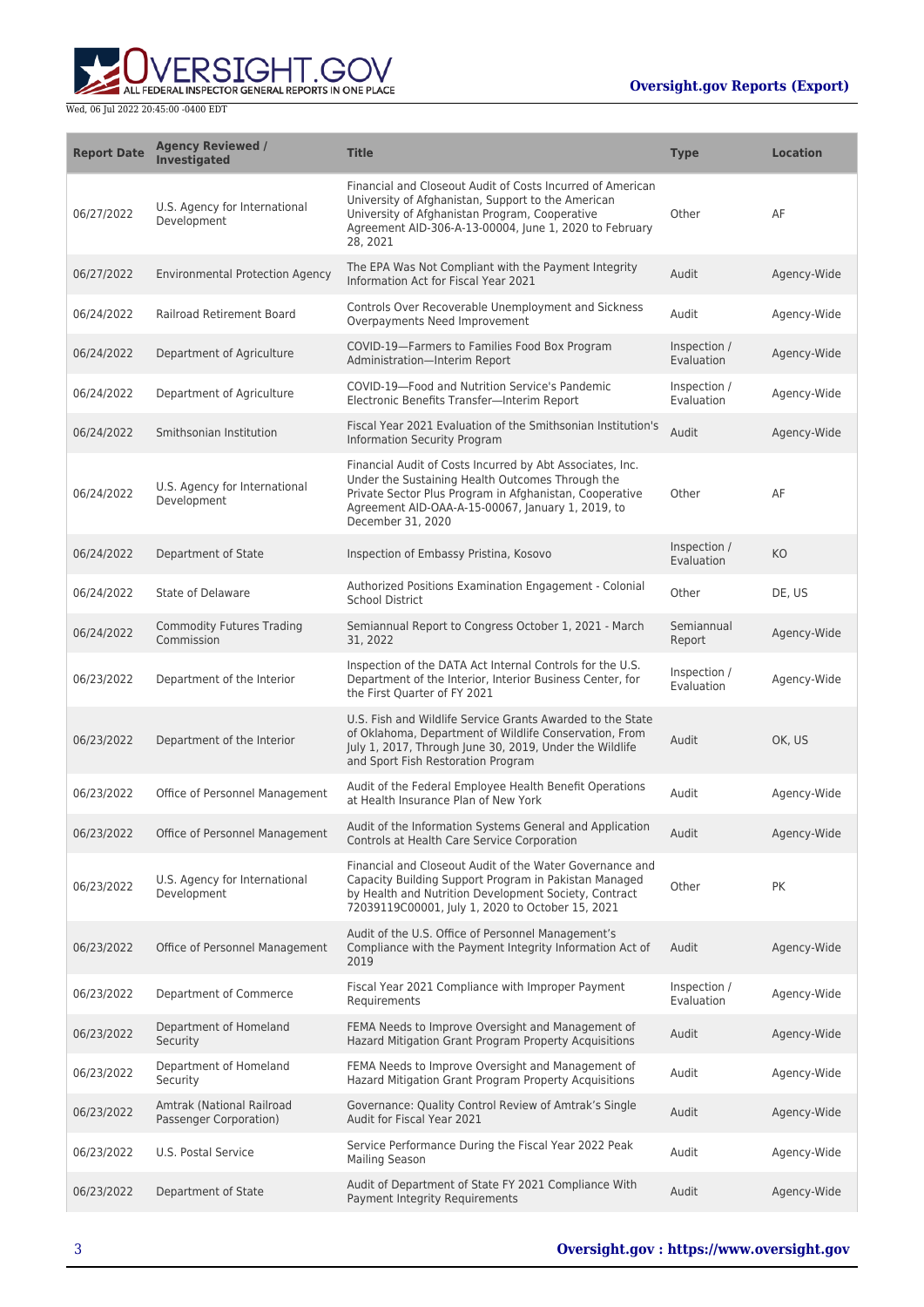| Report Date | Agency Reviewed / Investigated | Title | Type | Location |
| --- | --- | --- | --- | --- |
| 06/27/2022 | U.S. Agency for International Development | Financial and Closeout Audit of Costs Incurred of American University of Afghanistan, Support to the American University of Afghanistan Program, Cooperative Agreement AID-306-A-13-00004, June 1, 2020 to February 28, 2021 | Other | AF |
| 06/27/2022 | Environmental Protection Agency | The EPA Was Not Compliant with the Payment Integrity Information Act for Fiscal Year 2021 | Audit | Agency-Wide |
| 06/24/2022 | Railroad Retirement Board | Controls Over Recoverable Unemployment and Sickness Overpayments Need Improvement | Audit | Agency-Wide |
| 06/24/2022 | Department of Agriculture | COVID-19—Farmers to Families Food Box Program Administration—Interim Report | Inspection / Evaluation | Agency-Wide |
| 06/24/2022 | Department of Agriculture | COVID-19—Food and Nutrition Service's Pandemic Electronic Benefits Transfer—Interim Report | Inspection / Evaluation | Agency-Wide |
| 06/24/2022 | Smithsonian Institution | Fiscal Year 2021 Evaluation of the Smithsonian Institution's Information Security Program | Audit | Agency-Wide |
| 06/24/2022 | U.S. Agency for International Development | Financial Audit of Costs Incurred by Abt Associates, Inc. Under the Sustaining Health Outcomes Through the Private Sector Plus Program in Afghanistan, Cooperative Agreement AID-OAA-A-15-00067, January 1, 2019, to December 31, 2020 | Other | AF |
| 06/24/2022 | Department of State | Inspection of Embassy Pristina, Kosovo | Inspection / Evaluation | KO |
| 06/24/2022 | State of Delaware | Authorized Positions Examination Engagement - Colonial School District | Other | DE, US |
| 06/24/2022 | Commodity Futures Trading Commission | Semiannual Report to Congress October 1, 2021 - March 31, 2022 | Semiannual Report | Agency-Wide |
| 06/23/2022 | Department of the Interior | Inspection of the DATA Act Internal Controls for the U.S. Department of the Interior, Interior Business Center, for the First Quarter of FY 2021 | Inspection / Evaluation | Agency-Wide |
| 06/23/2022 | Department of the Interior | U.S. Fish and Wildlife Service Grants Awarded to the State of Oklahoma, Department of Wildlife Conservation, From July 1, 2017, Through June 30, 2019, Under the Wildlife and Sport Fish Restoration Program | Audit | OK, US |
| 06/23/2022 | Office of Personnel Management | Audit of the Federal Employee Health Benefit Operations at Health Insurance Plan of New York | Audit | Agency-Wide |
| 06/23/2022 | Office of Personnel Management | Audit of the Information Systems General and Application Controls at Health Care Service Corporation | Audit | Agency-Wide |
| 06/23/2022 | U.S. Agency for International Development | Financial and Closeout Audit of the Water Governance and Capacity Building Support Program in Pakistan Managed by Health and Nutrition Development Society, Contract 72039119C00001, July 1, 2020 to October 15, 2021 | Other | PK |
| 06/23/2022 | Office of Personnel Management | Audit of the U.S. Office of Personnel Management's Compliance with the Payment Integrity Information Act of 2019 | Audit | Agency-Wide |
| 06/23/2022 | Department of Commerce | Fiscal Year 2021 Compliance with Improper Payment Requirements | Inspection / Evaluation | Agency-Wide |
| 06/23/2022 | Department of Homeland Security | FEMA Needs to Improve Oversight and Management of Hazard Mitigation Grant Program Property Acquisitions | Audit | Agency-Wide |
| 06/23/2022 | Department of Homeland Security | FEMA Needs to Improve Oversight and Management of Hazard Mitigation Grant Program Property Acquisitions | Audit | Agency-Wide |
| 06/23/2022 | Amtrak (National Railroad Passenger Corporation) | Governance: Quality Control Review of Amtrak's Single Audit for Fiscal Year 2021 | Audit | Agency-Wide |
| 06/23/2022 | U.S. Postal Service | Service Performance During the Fiscal Year 2022 Peak Mailing Season | Audit | Agency-Wide |
| 06/23/2022 | Department of State | Audit of Department of State FY 2021 Compliance With Payment Integrity Requirements | Audit | Agency-Wide |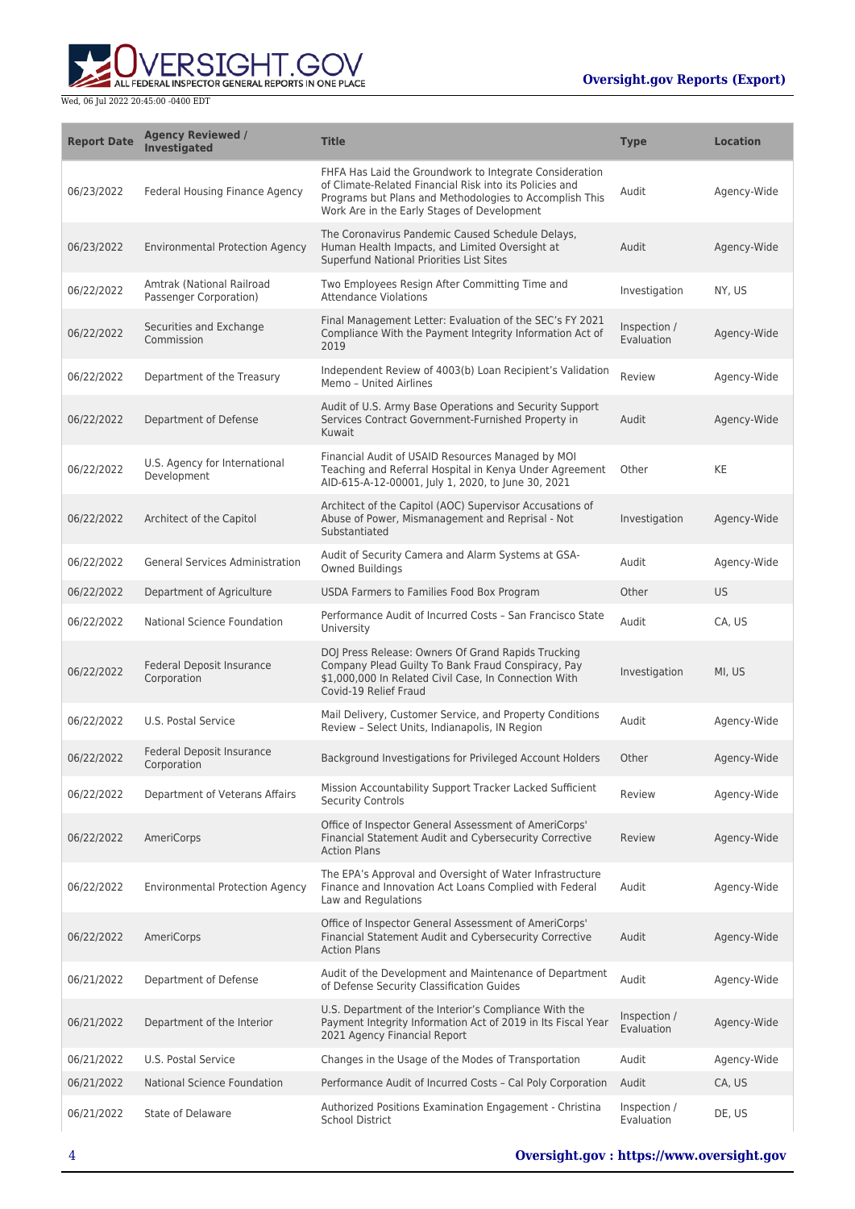| Report Date | Agency Reviewed / Investigated | Title | Type | Location |
|---|---|---|---|---|
| 06/23/2022 | Federal Housing Finance Agency | FHFA Has Laid the Groundwork to Integrate Consideration of Climate-Related Financial Risk into its Policies and Programs but Plans and Methodologies to Accomplish This Work Are in the Early Stages of Development | Audit | Agency-Wide |
| 06/23/2022 | Environmental Protection Agency | The Coronavirus Pandemic Caused Schedule Delays, Human Health Impacts, and Limited Oversight at Superfund National Priorities List Sites | Audit | Agency-Wide |
| 06/22/2022 | Amtrak (National Railroad Passenger Corporation) | Two Employees Resign After Committing Time and Attendance Violations | Investigation | NY, US |
| 06/22/2022 | Securities and Exchange Commission | Final Management Letter: Evaluation of the SEC's FY 2021 Compliance With the Payment Integrity Information Act of 2019 | Inspection / Evaluation | Agency-Wide |
| 06/22/2022 | Department of the Treasury | Independent Review of 4003(b) Loan Recipient's Validation Memo – United Airlines | Review | Agency-Wide |
| 06/22/2022 | Department of Defense | Audit of U.S. Army Base Operations and Security Support Services Contract Government-Furnished Property in Kuwait | Audit | Agency-Wide |
| 06/22/2022 | U.S. Agency for International Development | Financial Audit of USAID Resources Managed by MOI Teaching and Referral Hospital in Kenya Under Agreement AID-615-A-12-00001, July 1, 2020, to June 30, 2021 | Other | KE |
| 06/22/2022 | Architect of the Capitol | Architect of the Capitol (AOC) Supervisor Accusations of Abuse of Power, Mismanagement and Reprisal - Not Substantiated | Investigation | Agency-Wide |
| 06/22/2022 | General Services Administration | Audit of Security Camera and Alarm Systems at GSA-Owned Buildings | Audit | Agency-Wide |
| 06/22/2022 | Department of Agriculture | USDA Farmers to Families Food Box Program | Other | US |
| 06/22/2022 | National Science Foundation | Performance Audit of Incurred Costs – San Francisco State University | Audit | CA, US |
| 06/22/2022 | Federal Deposit Insurance Corporation | DOJ Press Release: Owners Of Grand Rapids Trucking Company Plead Guilty To Bank Fraud Conspiracy, Pay $1,000,000 In Related Civil Case, In Connection With Covid-19 Relief Fraud | Investigation | MI, US |
| 06/22/2022 | U.S. Postal Service | Mail Delivery, Customer Service, and Property Conditions Review – Select Units, Indianapolis, IN Region | Audit | Agency-Wide |
| 06/22/2022 | Federal Deposit Insurance Corporation | Background Investigations for Privileged Account Holders | Other | Agency-Wide |
| 06/22/2022 | Department of Veterans Affairs | Mission Accountability Support Tracker Lacked Sufficient Security Controls | Review | Agency-Wide |
| 06/22/2022 | AmeriCorps | Office of Inspector General Assessment of AmeriCorps' Financial Statement Audit and Cybersecurity Corrective Action Plans | Review | Agency-Wide |
| 06/22/2022 | Environmental Protection Agency | The EPA's Approval and Oversight of Water Infrastructure Finance and Innovation Act Loans Complied with Federal Law and Regulations | Audit | Agency-Wide |
| 06/22/2022 | AmeriCorps | Office of Inspector General Assessment of AmeriCorps' Financial Statement Audit and Cybersecurity Corrective Action Plans | Audit | Agency-Wide |
| 06/21/2022 | Department of Defense | Audit of the Development and Maintenance of Department of Defense Security Classification Guides | Audit | Agency-Wide |
| 06/21/2022 | Department of the Interior | U.S. Department of the Interior's Compliance With the Payment Integrity Information Act of 2019 in Its Fiscal Year 2021 Agency Financial Report | Inspection / Evaluation | Agency-Wide |
| 06/21/2022 | U.S. Postal Service | Changes in the Usage of the Modes of Transportation | Audit | Agency-Wide |
| 06/21/2022 | National Science Foundation | Performance Audit of Incurred Costs – Cal Poly Corporation | Audit | CA, US |
| 06/21/2022 | State of Delaware | Authorized Positions Examination Engagement - Christina School District | Inspection / Evaluation | DE, US |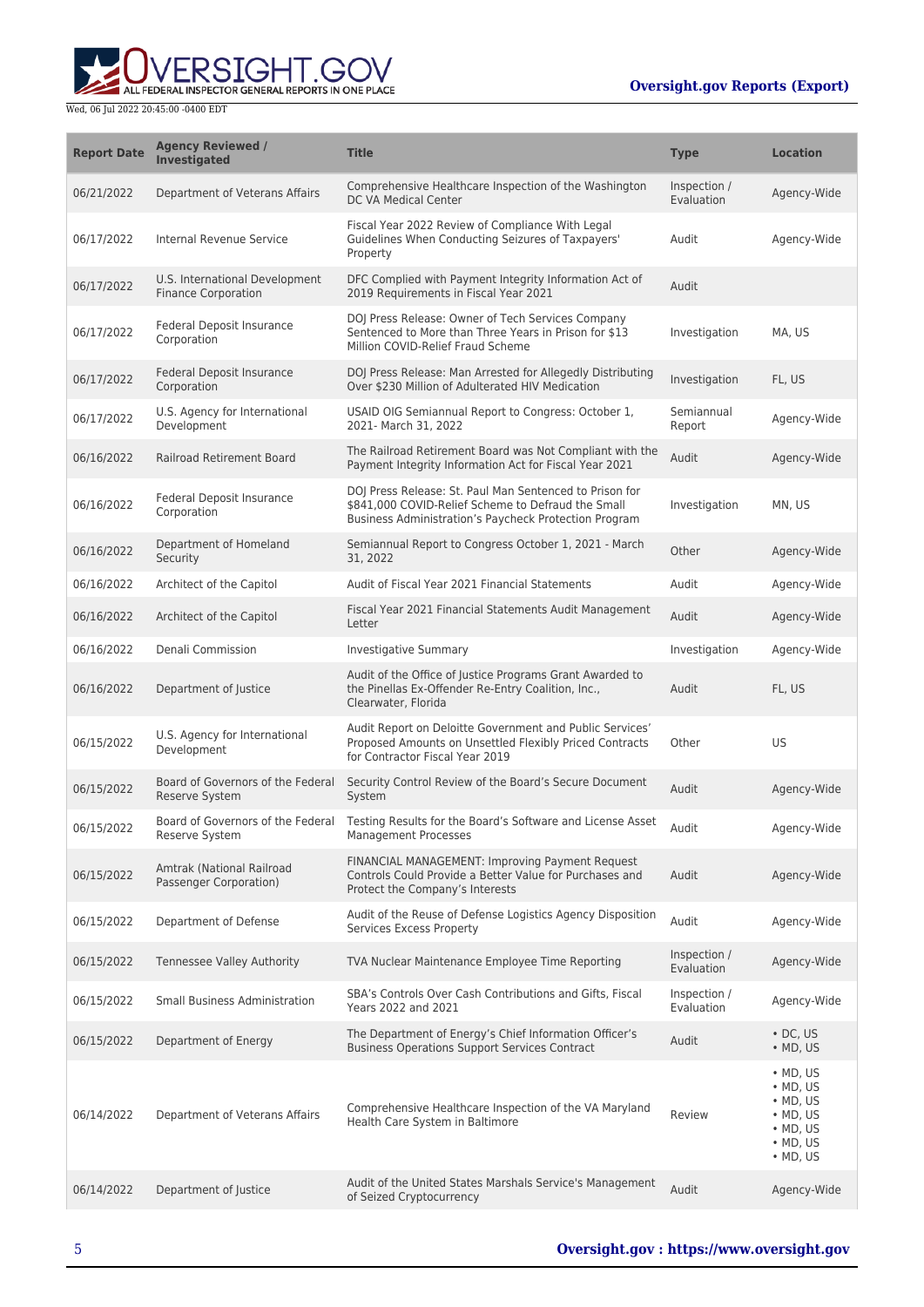| Report Date | Agency Reviewed / Investigated | Title | Type | Location |
| --- | --- | --- | --- | --- |
| 06/21/2022 | Department of Veterans Affairs | Comprehensive Healthcare Inspection of the Washington DC VA Medical Center | Inspection / Evaluation | Agency-Wide |
| 06/17/2022 | Internal Revenue Service | Fiscal Year 2022 Review of Compliance With Legal Guidelines When Conducting Seizures of Taxpayers' Property | Audit | Agency-Wide |
| 06/17/2022 | U.S. International Development Finance Corporation | DFC Complied with Payment Integrity Information Act of 2019 Requirements in Fiscal Year 2021 | Audit | |
| 06/17/2022 | Federal Deposit Insurance Corporation | DOJ Press Release: Owner of Tech Services Company Sentenced to More than Three Years in Prison for $13 Million COVID-Relief Fraud Scheme | Investigation | MA, US |
| 06/17/2022 | Federal Deposit Insurance Corporation | DOJ Press Release: Man Arrested for Allegedly Distributing Over $230 Million of Adulterated HIV Medication | Investigation | FL, US |
| 06/17/2022 | U.S. Agency for International Development | USAID OIG Semiannual Report to Congress: October 1, 2021- March 31, 2022 | Semiannual Report | Agency-Wide |
| 06/16/2022 | Railroad Retirement Board | The Railroad Retirement Board was Not Compliant with the Payment Integrity Information Act for Fiscal Year 2021 | Audit | Agency-Wide |
| 06/16/2022 | Federal Deposit Insurance Corporation | DOJ Press Release: St. Paul Man Sentenced to Prison for $841,000 COVID-Relief Scheme to Defraud the Small Business Administration's Paycheck Protection Program | Investigation | MN, US |
| 06/16/2022 | Department of Homeland Security | Semiannual Report to Congress October 1, 2021 - March 31, 2022 | Other | Agency-Wide |
| 06/16/2022 | Architect of the Capitol | Audit of Fiscal Year 2021 Financial Statements | Audit | Agency-Wide |
| 06/16/2022 | Architect of the Capitol | Fiscal Year 2021 Financial Statements Audit Management Letter | Audit | Agency-Wide |
| 06/16/2022 | Denali Commission | Investigative Summary | Investigation | Agency-Wide |
| 06/16/2022 | Department of Justice | Audit of the Office of Justice Programs Grant Awarded to the Pinellas Ex-Offender Re-Entry Coalition, Inc., Clearwater, Florida | Audit | FL, US |
| 06/15/2022 | U.S. Agency for International Development | Audit Report on Deloitte Government and Public Services' Proposed Amounts on Unsettled Flexibly Priced Contracts for Contractor Fiscal Year 2019 | Other | US |
| 06/15/2022 | Board of Governors of the Federal Reserve System | Security Control Review of the Board's Secure Document System | Audit | Agency-Wide |
| 06/15/2022 | Board of Governors of the Federal Reserve System | Testing Results for the Board's Software and License Asset Management Processes | Audit | Agency-Wide |
| 06/15/2022 | Amtrak (National Railroad Passenger Corporation) | FINANCIAL MANAGEMENT: Improving Payment Request Controls Could Provide a Better Value for Purchases and Protect the Company's Interests | Audit | Agency-Wide |
| 06/15/2022 | Department of Defense | Audit of the Reuse of Defense Logistics Agency Disposition Services Excess Property | Audit | Agency-Wide |
| 06/15/2022 | Tennessee Valley Authority | TVA Nuclear Maintenance Employee Time Reporting | Inspection / Evaluation | Agency-Wide |
| 06/15/2022 | Small Business Administration | SBA's Controls Over Cash Contributions and Gifts, Fiscal Years 2022 and 2021 | Inspection / Evaluation | Agency-Wide |
| 06/15/2022 | Department of Energy | The Department of Energy's Chief Information Officer's Business Operations Support Services Contract | Audit | • DC, US<br>• MD, US |
| 06/14/2022 | Department of Veterans Affairs | Comprehensive Healthcare Inspection of the VA Maryland Health Care System in Baltimore | Review | • MD, US<br>• MD, US<br>• MD, US<br>• MD, US<br>• MD, US<br>• MD, US<br>• MD, US |
| 06/14/2022 | Department of Justice | Audit of the United States Marshals Service's Management of Seized Cryptocurrency | Audit | Agency-Wide |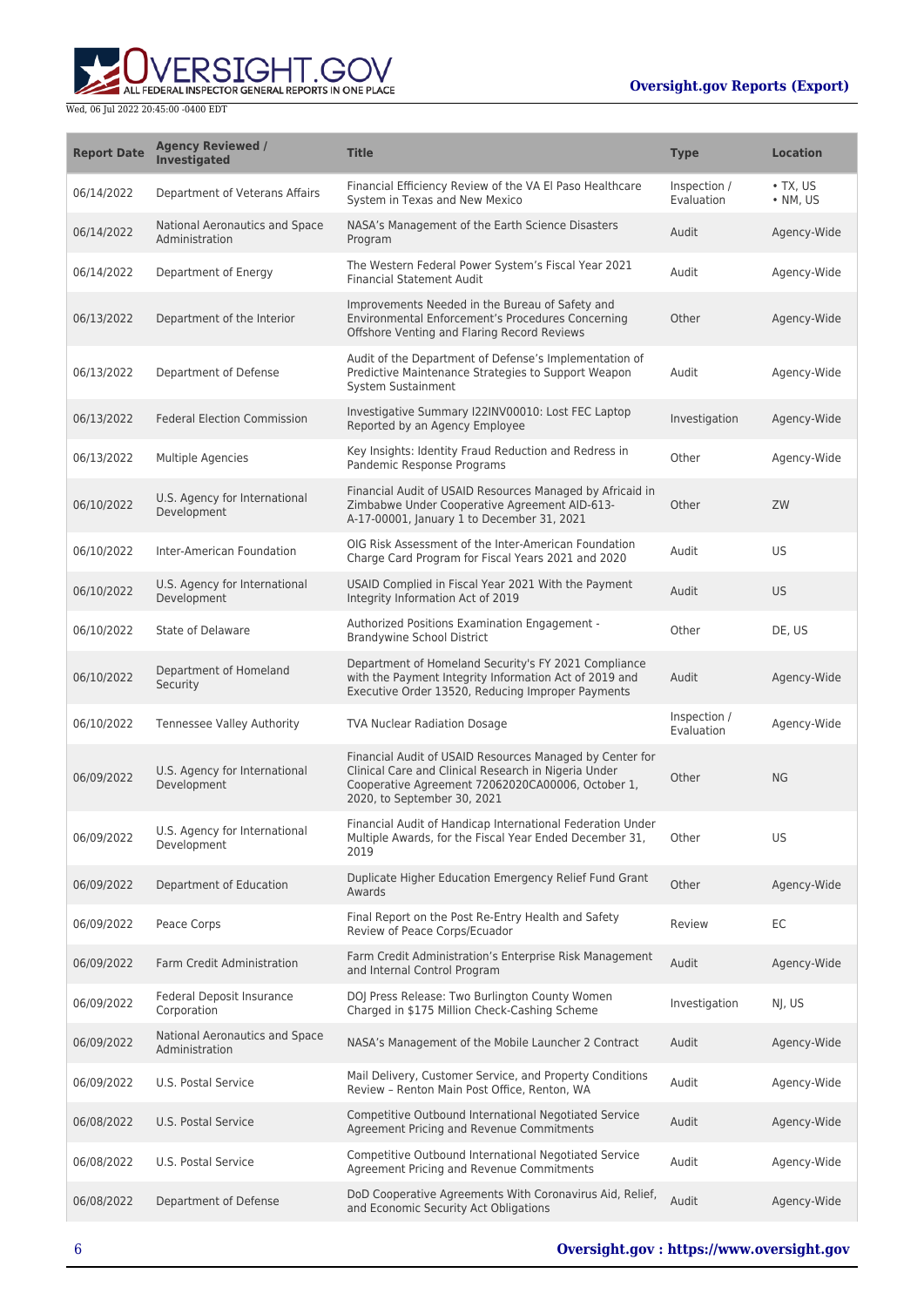| Report Date | Agency Reviewed / Investigated | Title | Type | Location |
| --- | --- | --- | --- | --- |
| 06/14/2022 | Department of Veterans Affairs | Financial Efficiency Review of the VA El Paso Healthcare System in Texas and New Mexico | Inspection / Evaluation | • TX, US<br>• NM, US |
| 06/14/2022 | National Aeronautics and Space Administration | NASA's Management of the Earth Science Disasters Program | Audit | Agency-Wide |
| 06/14/2022 | Department of Energy | The Western Federal Power System's Fiscal Year 2021 Financial Statement Audit | Audit | Agency-Wide |
| 06/13/2022 | Department of the Interior | Improvements Needed in the Bureau of Safety and Environmental Enforcement's Procedures Concerning Offshore Venting and Flaring Record Reviews | Other | Agency-Wide |
| 06/13/2022 | Department of Defense | Audit of the Department of Defense's Implementation of Predictive Maintenance Strategies to Support Weapon System Sustainment | Audit | Agency-Wide |
| 06/13/2022 | Federal Election Commission | Investigative Summary I22INV00010: Lost FEC Laptop Reported by an Agency Employee | Investigation | Agency-Wide |
| 06/13/2022 | Multiple Agencies | Key Insights: Identity Fraud Reduction and Redress in Pandemic Response Programs | Other | Agency-Wide |
| 06/10/2022 | U.S. Agency for International Development | Financial Audit of USAID Resources Managed by Africaid in Zimbabwe Under Cooperative Agreement AID-613-A-17-00001, January 1 to December 31, 2021 | Other | ZW |
| 06/10/2022 | Inter-American Foundation | OIG Risk Assessment of the Inter-American Foundation Charge Card Program for Fiscal Years 2021 and 2020 | Audit | US |
| 06/10/2022 | U.S. Agency for International Development | USAID Complied in Fiscal Year 2021 With the Payment Integrity Information Act of 2019 | Audit | US |
| 06/10/2022 | State of Delaware | Authorized Positions Examination Engagement - Brandywine School District | Other | DE, US |
| 06/10/2022 | Department of Homeland Security | Department of Homeland Security's FY 2021 Compliance with the Payment Integrity Information Act of 2019 and Executive Order 13520, Reducing Improper Payments | Audit | Agency-Wide |
| 06/10/2022 | Tennessee Valley Authority | TVA Nuclear Radiation Dosage | Inspection / Evaluation | Agency-Wide |
| 06/09/2022 | U.S. Agency for International Development | Financial Audit of USAID Resources Managed by Center for Clinical Care and Clinical Research in Nigeria Under Cooperative Agreement 72062020CA00006, October 1, 2020, to September 30, 2021 | Other | NG |
| 06/09/2022 | U.S. Agency for International Development | Financial Audit of Handicap International Federation Under Multiple Awards, for the Fiscal Year Ended December 31, 2019 | Other | US |
| 06/09/2022 | Department of Education | Duplicate Higher Education Emergency Relief Fund Grant Awards | Other | Agency-Wide |
| 06/09/2022 | Peace Corps | Final Report on the Post Re-Entry Health and Safety Review of Peace Corps/Ecuador | Review | EC |
| 06/09/2022 | Farm Credit Administration | Farm Credit Administration's Enterprise Risk Management and Internal Control Program | Audit | Agency-Wide |
| 06/09/2022 | Federal Deposit Insurance Corporation | DOJ Press Release: Two Burlington County Women Charged in $175 Million Check-Cashing Scheme | Investigation | NJ, US |
| 06/09/2022 | National Aeronautics and Space Administration | NASA's Management of the Mobile Launcher 2 Contract | Audit | Agency-Wide |
| 06/09/2022 | U.S. Postal Service | Mail Delivery, Customer Service, and Property Conditions Review – Renton Main Post Office, Renton, WA | Audit | Agency-Wide |
| 06/08/2022 | U.S. Postal Service | Competitive Outbound International Negotiated Service Agreement Pricing and Revenue Commitments | Audit | Agency-Wide |
| 06/08/2022 | U.S. Postal Service | Competitive Outbound International Negotiated Service Agreement Pricing and Revenue Commitments | Audit | Agency-Wide |
| 06/08/2022 | Department of Defense | DoD Cooperative Agreements With Coronavirus Aid, Relief, and Economic Security Act Obligations | Audit | Agency-Wide |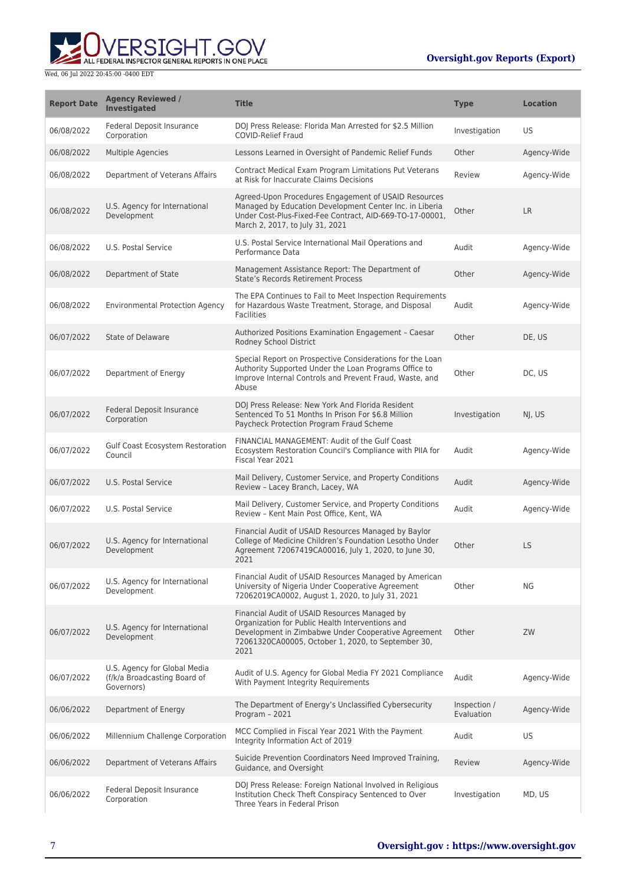| Report Date | Agency Reviewed / Investigated | Title | Type | Location |
| --- | --- | --- | --- | --- |
| 06/08/2022 | Federal Deposit Insurance Corporation | DOJ Press Release: Florida Man Arrested for $2.5 Million COVID-Relief Fraud | Investigation | US |
| 06/08/2022 | Multiple Agencies | Lessons Learned in Oversight of Pandemic Relief Funds | Other | Agency-Wide |
| 06/08/2022 | Department of Veterans Affairs | Contract Medical Exam Program Limitations Put Veterans at Risk for Inaccurate Claims Decisions | Review | Agency-Wide |
| 06/08/2022 | U.S. Agency for International Development | Agreed-Upon Procedures Engagement of USAID Resources Managed by Education Development Center Inc. in Liberia Under Cost-Plus-Fixed-Fee Contract, AID-669-TO-17-00001, March 2, 2017, to July 31, 2021 | Other | LR |
| 06/08/2022 | U.S. Postal Service | U.S. Postal Service International Mail Operations and Performance Data | Audit | Agency-Wide |
| 06/08/2022 | Department of State | Management Assistance Report: The Department of State's Records Retirement Process | Other | Agency-Wide |
| 06/08/2022 | Environmental Protection Agency | The EPA Continues to Fail to Meet Inspection Requirements for Hazardous Waste Treatment, Storage, and Disposal Facilities | Audit | Agency-Wide |
| 06/07/2022 | State of Delaware | Authorized Positions Examination Engagement – Caesar Rodney School District | Other | DE, US |
| 06/07/2022 | Department of Energy | Special Report on Prospective Considerations for the Loan Authority Supported Under the Loan Programs Office to Improve Internal Controls and Prevent Fraud, Waste, and Abuse | Other | DC, US |
| 06/07/2022 | Federal Deposit Insurance Corporation | DOJ Press Release: New York And Florida Resident Sentenced To 51 Months In Prison For $6.8 Million Paycheck Protection Program Fraud Scheme | Investigation | NJ, US |
| 06/07/2022 | Gulf Coast Ecosystem Restoration Council | FINANCIAL MANAGEMENT: Audit of the Gulf Coast Ecosystem Restoration Council's Compliance with PIIA for Fiscal Year 2021 | Audit | Agency-Wide |
| 06/07/2022 | U.S. Postal Service | Mail Delivery, Customer Service, and Property Conditions Review – Lacey Branch, Lacey, WA | Audit | Agency-Wide |
| 06/07/2022 | U.S. Postal Service | Mail Delivery, Customer Service, and Property Conditions Review – Kent Main Post Office, Kent, WA | Audit | Agency-Wide |
| 06/07/2022 | U.S. Agency for International Development | Financial Audit of USAID Resources Managed by Baylor College of Medicine Children's Foundation Lesotho Under Agreement 72067419CA00016, July 1, 2020, to June 30, 2021 | Other | LS |
| 06/07/2022 | U.S. Agency for International Development | Financial Audit of USAID Resources Managed by American University of Nigeria Under Cooperative Agreement 72062019CA0002, August 1, 2020, to July 31, 2021 | Other | NG |
| 06/07/2022 | U.S. Agency for International Development | Financial Audit of USAID Resources Managed by Organization for Public Health Interventions and Development in Zimbabwe Under Cooperative Agreement 72061320CA00005, October 1, 2020, to September 30, 2021 | Other | ZW |
| 06/07/2022 | U.S. Agency for Global Media (f/k/a Broadcasting Board of Governors) | Audit of U.S. Agency for Global Media FY 2021 Compliance With Payment Integrity Requirements | Audit | Agency-Wide |
| 06/06/2022 | Department of Energy | The Department of Energy's Unclassified Cybersecurity Program – 2021 | Inspection / Evaluation | Agency-Wide |
| 06/06/2022 | Millennium Challenge Corporation | MCC Complied in Fiscal Year 2021 With the Payment Integrity Information Act of 2019 | Audit | US |
| 06/06/2022 | Department of Veterans Affairs | Suicide Prevention Coordinators Need Improved Training, Guidance, and Oversight | Review | Agency-Wide |
| 06/06/2022 | Federal Deposit Insurance Corporation | DOJ Press Release: Foreign National Involved in Religious Institution Check Theft Conspiracy Sentenced to Over Three Years in Federal Prison | Investigation | MD, US |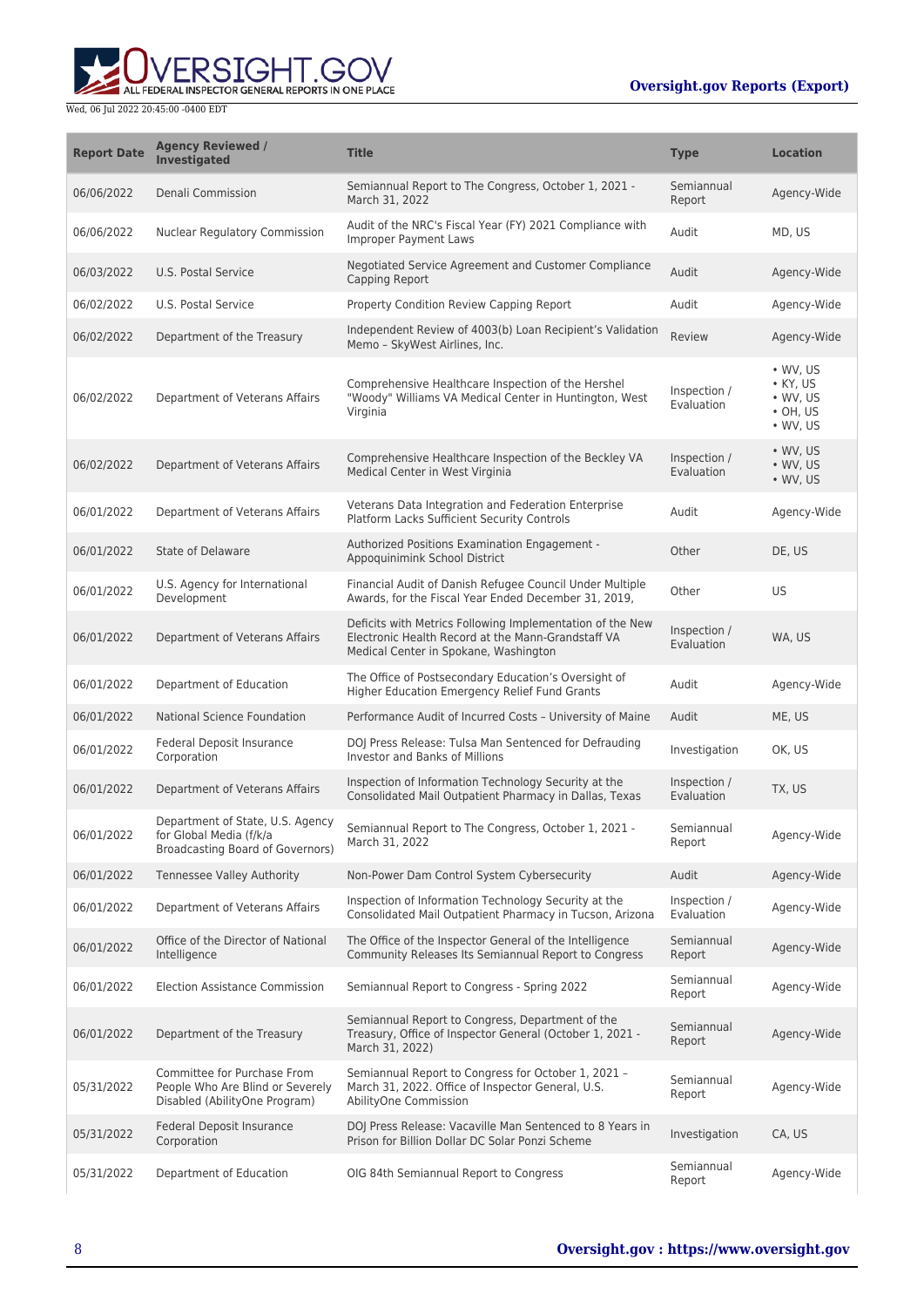| Report Date | Agency Reviewed / Investigated | Title | Type | Location |
| --- | --- | --- | --- | --- |
| 06/06/2022 | Denali Commission | Semiannual Report to The Congress, October 1, 2021 - March 31, 2022 | Semiannual Report | Agency-Wide |
| 06/06/2022 | Nuclear Regulatory Commission | Audit of the NRC's Fiscal Year (FY) 2021 Compliance with Improper Payment Laws | Audit | MD, US |
| 06/03/2022 | U.S. Postal Service | Negotiated Service Agreement and Customer Compliance Capping Report | Audit | Agency-Wide |
| 06/02/2022 | U.S. Postal Service | Property Condition Review Capping Report | Audit | Agency-Wide |
| 06/02/2022 | Department of the Treasury | Independent Review of 4003(b) Loan Recipient's Validation Memo – SkyWest Airlines, Inc. | Review | Agency-Wide |
| 06/02/2022 | Department of Veterans Affairs | Comprehensive Healthcare Inspection of the Hershel "Woody" Williams VA Medical Center in Huntington, West Virginia | Inspection / Evaluation | • WV, US<br>• KY, US<br>• WV, US<br>• OH, US<br>• WV, US |
| 06/02/2022 | Department of Veterans Affairs | Comprehensive Healthcare Inspection of the Beckley VA Medical Center in West Virginia | Inspection / Evaluation | • WV, US<br>• WV, US<br>• WV, US |
| 06/01/2022 | Department of Veterans Affairs | Veterans Data Integration and Federation Enterprise Platform Lacks Sufficient Security Controls | Audit | Agency-Wide |
| 06/01/2022 | State of Delaware | Authorized Positions Examination Engagement - Appoquinimink School District | Other | DE, US |
| 06/01/2022 | U.S. Agency for International Development | Financial Audit of Danish Refugee Council Under Multiple Awards, for the Fiscal Year Ended December 31, 2019, | Other | US |
| 06/01/2022 | Department of Veterans Affairs | Deficits with Metrics Following Implementation of the New Electronic Health Record at the Mann-Grandstaff VA Medical Center in Spokane, Washington | Inspection / Evaluation | WA, US |
| 06/01/2022 | Department of Education | The Office of Postsecondary Education's Oversight of Higher Education Emergency Relief Fund Grants | Audit | Agency-Wide |
| 06/01/2022 | National Science Foundation | Performance Audit of Incurred Costs – University of Maine | Audit | ME, US |
| 06/01/2022 | Federal Deposit Insurance Corporation | DOJ Press Release: Tulsa Man Sentenced for Defrauding Investor and Banks of Millions | Investigation | OK, US |
| 06/01/2022 | Department of Veterans Affairs | Inspection of Information Technology Security at the Consolidated Mail Outpatient Pharmacy in Dallas, Texas | Inspection / Evaluation | TX, US |
| 06/01/2022 | Department of State, U.S. Agency for Global Media (f/k/a Broadcasting Board of Governors) | Semiannual Report to The Congress, October 1, 2021 - March 31, 2022 | Semiannual Report | Agency-Wide |
| 06/01/2022 | Tennessee Valley Authority | Non-Power Dam Control System Cybersecurity | Audit | Agency-Wide |
| 06/01/2022 | Department of Veterans Affairs | Inspection of Information Technology Security at the Consolidated Mail Outpatient Pharmacy in Tucson, Arizona | Inspection / Evaluation | Agency-Wide |
| 06/01/2022 | Office of the Director of National Intelligence | The Office of the Inspector General of the Intelligence Community Releases Its Semiannual Report to Congress | Semiannual Report | Agency-Wide |
| 06/01/2022 | Election Assistance Commission | Semiannual Report to Congress - Spring 2022 | Semiannual Report | Agency-Wide |
| 06/01/2022 | Department of the Treasury | Semiannual Report to Congress, Department of the Treasury, Office of Inspector General (October 1, 2021 - March 31, 2022) | Semiannual Report | Agency-Wide |
| 05/31/2022 | Committee for Purchase From People Who Are Blind or Severely Disabled (AbilityOne Program) | Semiannual Report to Congress for October 1, 2021 – March 31, 2022. Office of Inspector General, U.S. AbilityOne Commission | Semiannual Report | Agency-Wide |
| 05/31/2022 | Federal Deposit Insurance Corporation | DOJ Press Release: Vacaville Man Sentenced to 8 Years in Prison for Billion Dollar DC Solar Ponzi Scheme | Investigation | CA, US |
| 05/31/2022 | Department of Education | OIG 84th Semiannual Report to Congress | Semiannual Report | Agency-Wide |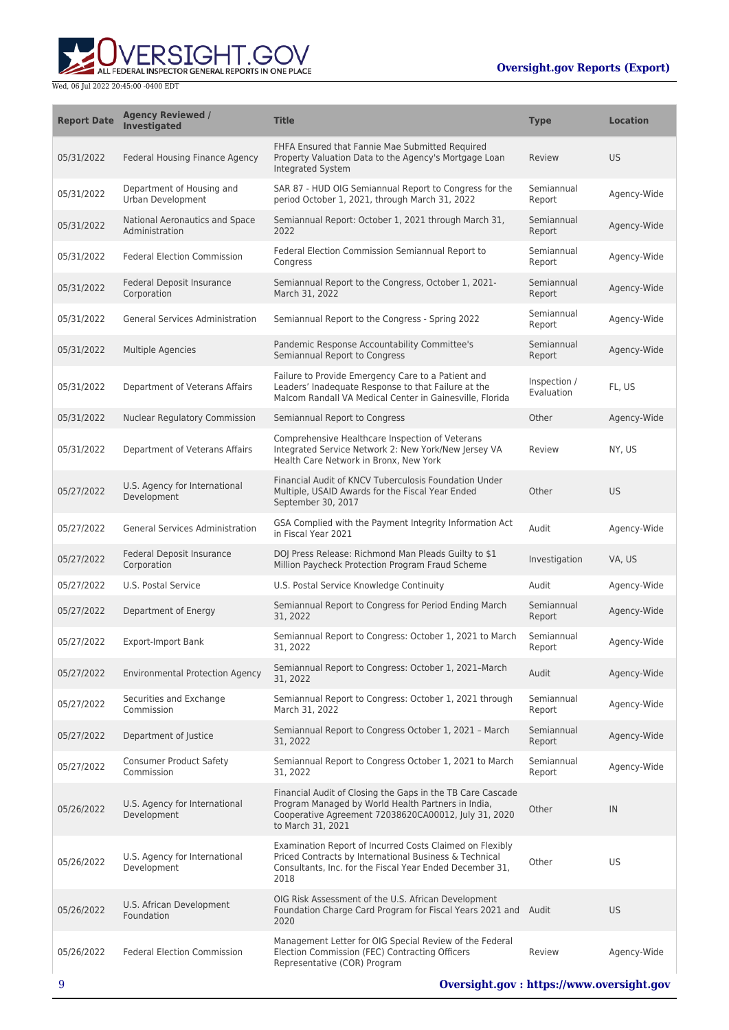| Report Date | Agency Reviewed / Investigated | Title | Type | Location |
|---|---|---|---|---|
| 05/31/2022 | Federal Housing Finance Agency | FHFA Ensured that Fannie Mae Submitted Required Property Valuation Data to the Agency's Mortgage Loan Integrated System | Review | US |
| 05/31/2022 | Department of Housing and Urban Development | SAR 87 - HUD OIG Semiannual Report to Congress for the period October 1, 2021, through March 31, 2022 | Semiannual Report | Agency-Wide |
| 05/31/2022 | National Aeronautics and Space Administration | Semiannual Report: October 1, 2021 through March 31, 2022 | Semiannual Report | Agency-Wide |
| 05/31/2022 | Federal Election Commission | Federal Election Commission Semiannual Report to Congress | Semiannual Report | Agency-Wide |
| 05/31/2022 | Federal Deposit Insurance Corporation | Semiannual Report to the Congress, October 1, 2021-March 31, 2022 | Semiannual Report | Agency-Wide |
| 05/31/2022 | General Services Administration | Semiannual Report to the Congress - Spring 2022 | Semiannual Report | Agency-Wide |
| 05/31/2022 | Multiple Agencies | Pandemic Response Accountability Committee's Semiannual Report to Congress | Semiannual Report | Agency-Wide |
| 05/31/2022 | Department of Veterans Affairs | Failure to Provide Emergency Care to a Patient and Leaders' Inadequate Response to that Failure at the Malcom Randall VA Medical Center in Gainesville, Florida | Inspection / Evaluation | FL, US |
| 05/31/2022 | Nuclear Regulatory Commission | Semiannual Report to Congress | Other | Agency-Wide |
| 05/31/2022 | Department of Veterans Affairs | Comprehensive Healthcare Inspection of Veterans Integrated Service Network 2: New York/New Jersey VA Health Care Network in Bronx, New York | Review | NY, US |
| 05/27/2022 | U.S. Agency for International Development | Financial Audit of KNCV Tuberculosis Foundation Under Multiple, USAID Awards for the Fiscal Year Ended September 30, 2017 | Other | US |
| 05/27/2022 | General Services Administration | GSA Complied with the Payment Integrity Information Act in Fiscal Year 2021 | Audit | Agency-Wide |
| 05/27/2022 | Federal Deposit Insurance Corporation | DOJ Press Release: Richmond Man Pleads Guilty to $1 Million Paycheck Protection Program Fraud Scheme | Investigation | VA, US |
| 05/27/2022 | U.S. Postal Service | U.S. Postal Service Knowledge Continuity | Audit | Agency-Wide |
| 05/27/2022 | Department of Energy | Semiannual Report to Congress for Period Ending March 31, 2022 | Semiannual Report | Agency-Wide |
| 05/27/2022 | Export-Import Bank | Semiannual Report to Congress: October 1, 2021 to March 31, 2022 | Semiannual Report | Agency-Wide |
| 05/27/2022 | Environmental Protection Agency | Semiannual Report to Congress: October 1, 2021–March 31, 2022 | Audit | Agency-Wide |
| 05/27/2022 | Securities and Exchange Commission | Semiannual Report to Congress: October 1, 2021 through March 31, 2022 | Semiannual Report | Agency-Wide |
| 05/27/2022 | Department of Justice | Semiannual Report to Congress October 1, 2021 – March 31, 2022 | Semiannual Report | Agency-Wide |
| 05/27/2022 | Consumer Product Safety Commission | Semiannual Report to Congress October 1, 2021 to March 31, 2022 | Semiannual Report | Agency-Wide |
| 05/26/2022 | U.S. Agency for International Development | Financial Audit of Closing the Gaps in the TB Care Cascade Program Managed by World Health Partners in India, Cooperative Agreement 72038620CA00012, July 31, 2020 to March 31, 2021 | Other | IN |
| 05/26/2022 | U.S. Agency for International Development | Examination Report of Incurred Costs Claimed on Flexibly Priced Contracts by International Business & Technical Consultants, Inc. for the Fiscal Year Ended December 31, 2018 | Other | US |
| 05/26/2022 | U.S. African Development Foundation | OIG Risk Assessment of the U.S. African Development Foundation Charge Card Program for Fiscal Years 2021 and 2020 | Audit | US |
| 05/26/2022 | Federal Election Commission | Management Letter for OIG Special Review of the Federal Election Commission (FEC) Contracting Officers Representative (COR) Program | Review | Agency-Wide |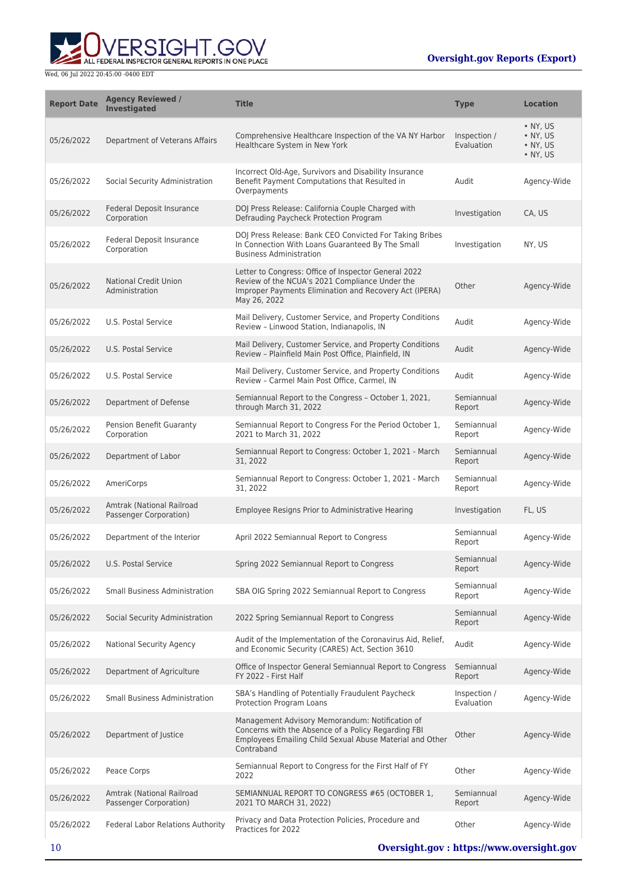| Report Date | Agency Reviewed / Investigated | Title | Type | Location |
| --- | --- | --- | --- | --- |
| 05/26/2022 | Department of Veterans Affairs | Comprehensive Healthcare Inspection of the VA NY Harbor Healthcare System in New York | Inspection / Evaluation | • NY, US • NY, US • NY, US • NY, US |
| 05/26/2022 | Social Security Administration | Incorrect Old-Age, Survivors and Disability Insurance Benefit Payment Computations that Resulted in Overpayments | Audit | Agency-Wide |
| 05/26/2022 | Federal Deposit Insurance Corporation | DOJ Press Release: California Couple Charged with Defrauding Paycheck Protection Program | Investigation | CA, US |
| 05/26/2022 | Federal Deposit Insurance Corporation | DOJ Press Release: Bank CEO Convicted For Taking Bribes In Connection With Loans Guaranteed By The Small Business Administration | Investigation | NY, US |
| 05/26/2022 | National Credit Union Administration | Letter to Congress: Office of Inspector General 2022 Review of the NCUA's 2021 Compliance Under the Improper Payments Elimination and Recovery Act (IPERA) May 26, 2022 | Other | Agency-Wide |
| 05/26/2022 | U.S. Postal Service | Mail Delivery, Customer Service, and Property Conditions Review – Linwood Station, Indianapolis, IN | Audit | Agency-Wide |
| 05/26/2022 | U.S. Postal Service | Mail Delivery, Customer Service, and Property Conditions Review – Plainfield Main Post Office, Plainfield, IN | Audit | Agency-Wide |
| 05/26/2022 | U.S. Postal Service | Mail Delivery, Customer Service, and Property Conditions Review – Carmel Main Post Office, Carmel, IN | Audit | Agency-Wide |
| 05/26/2022 | Department of Defense | Semiannual Report to the Congress – October 1, 2021, through March 31, 2022 | Semiannual Report | Agency-Wide |
| 05/26/2022 | Pension Benefit Guaranty Corporation | Semiannual Report to Congress For the Period October 1, 2021 to March 31, 2022 | Semiannual Report | Agency-Wide |
| 05/26/2022 | Department of Labor | Semiannual Report to Congress: October 1, 2021 - March 31, 2022 | Semiannual Report | Agency-Wide |
| 05/26/2022 | AmeriCorps | Semiannual Report to Congress: October 1, 2021 - March 31, 2022 | Semiannual Report | Agency-Wide |
| 05/26/2022 | Amtrak (National Railroad Passenger Corporation) | Employee Resigns Prior to Administrative Hearing | Investigation | FL, US |
| 05/26/2022 | Department of the Interior | April 2022 Semiannual Report to Congress | Semiannual Report | Agency-Wide |
| 05/26/2022 | U.S. Postal Service | Spring 2022 Semiannual Report to Congress | Semiannual Report | Agency-Wide |
| 05/26/2022 | Small Business Administration | SBA OIG Spring 2022 Semiannual Report to Congress | Semiannual Report | Agency-Wide |
| 05/26/2022 | Social Security Administration | 2022 Spring Semiannual Report to Congress | Semiannual Report | Agency-Wide |
| 05/26/2022 | National Security Agency | Audit of the Implementation of the Coronavirus Aid, Relief, and Economic Security (CARES) Act, Section 3610 | Audit | Agency-Wide |
| 05/26/2022 | Department of Agriculture | Office of Inspector General Semiannual Report to Congress FY 2022 - First Half | Semiannual Report | Agency-Wide |
| 05/26/2022 | Small Business Administration | SBA's Handling of Potentially Fraudulent Paycheck Protection Program Loans | Inspection / Evaluation | Agency-Wide |
| 05/26/2022 | Department of Justice | Management Advisory Memorandum: Notification of Concerns with the Absence of a Policy Regarding FBI Employees Emailing Child Sexual Abuse Material and Other Contraband | Other | Agency-Wide |
| 05/26/2022 | Peace Corps | Semiannual Report to Congress for the First Half of FY 2022 | Other | Agency-Wide |
| 05/26/2022 | Amtrak (National Railroad Passenger Corporation) | SEMIANNUAL REPORT TO CONGRESS #65 (OCTOBER 1, 2021 TO MARCH 31, 2022) | Semiannual Report | Agency-Wide |
| 05/26/2022 | Federal Labor Relations Authority | Privacy and Data Protection Policies, Procedure and Practices for 2022 | Other | Agency-Wide |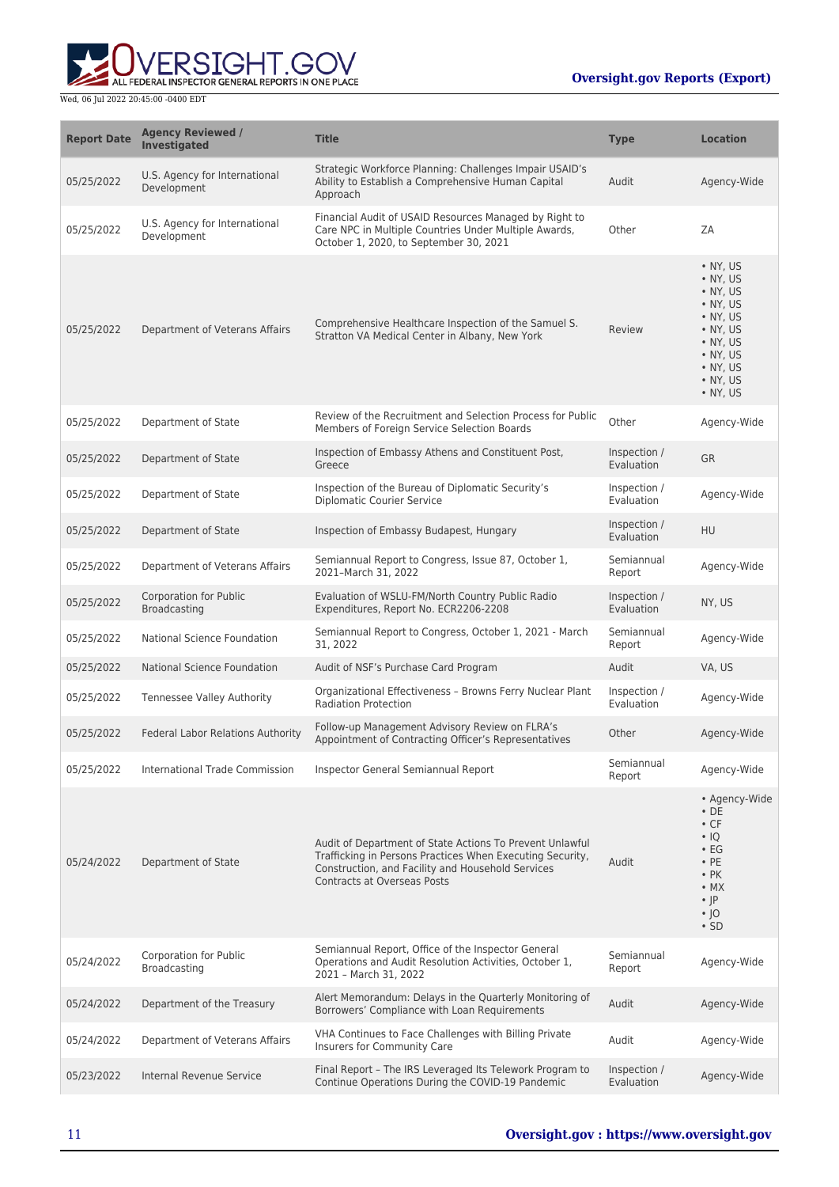| Report Date | Agency Reviewed / Investigated | Title | Type | Location |
| --- | --- | --- | --- | --- |
| 05/25/2022 | U.S. Agency for International Development | Strategic Workforce Planning: Challenges Impair USAID's Ability to Establish a Comprehensive Human Capital Approach | Audit | Agency-Wide |
| 05/25/2022 | U.S. Agency for International Development | Financial Audit of USAID Resources Managed by Right to Care NPC in Multiple Countries Under Multiple Awards, October 1, 2020, to September 30, 2021 | Other | ZA |
| 05/25/2022 | Department of Veterans Affairs | Comprehensive Healthcare Inspection of the Samuel S. Stratton VA Medical Center in Albany, New York | Review | • NY, US<br>• NY, US<br>• NY, US<br>• NY, US<br>• NY, US<br>• NY, US<br>• NY, US<br>• NY, US<br>• NY, US<br>• NY, US<br>• NY, US |
| 05/25/2022 | Department of State | Review of the Recruitment and Selection Process for Public Members of Foreign Service Selection Boards | Other | Agency-Wide |
| 05/25/2022 | Department of State | Inspection of Embassy Athens and Constituent Post, Greece | Inspection / Evaluation | GR |
| 05/25/2022 | Department of State | Inspection of the Bureau of Diplomatic Security's Diplomatic Courier Service | Inspection / Evaluation | Agency-Wide |
| 05/25/2022 | Department of State | Inspection of Embassy Budapest, Hungary | Inspection / Evaluation | HU |
| 05/25/2022 | Department of Veterans Affairs | Semiannual Report to Congress, Issue 87, October 1, 2021–March 31, 2022 | Semiannual Report | Agency-Wide |
| 05/25/2022 | Corporation for Public Broadcasting | Evaluation of WSLU-FM/North Country Public Radio Expenditures, Report No. ECR2206-2208 | Inspection / Evaluation | NY, US |
| 05/25/2022 | National Science Foundation | Semiannual Report to Congress, October 1, 2021 - March 31, 2022 | Semiannual Report | Agency-Wide |
| 05/25/2022 | National Science Foundation | Audit of NSF's Purchase Card Program | Audit | VA, US |
| 05/25/2022 | Tennessee Valley Authority | Organizational Effectiveness – Browns Ferry Nuclear Plant Radiation Protection | Inspection / Evaluation | Agency-Wide |
| 05/25/2022 | Federal Labor Relations Authority | Follow-up Management Advisory Review on FLRA's Appointment of Contracting Officer's Representatives | Other | Agency-Wide |
| 05/25/2022 | International Trade Commission | Inspector General Semiannual Report | Semiannual Report | Agency-Wide |
| 05/24/2022 | Department of State | Audit of Department of State Actions To Prevent Unlawful Trafficking in Persons Practices When Executing Security, Construction, and Facility and Household Services Contracts at Overseas Posts | Audit | • Agency-Wide<br>• DE<br>• CF<br>• IQ<br>• EG<br>• PE<br>• PK<br>• MX<br>• JP<br>• JO<br>• SD |
| 05/24/2022 | Corporation for Public Broadcasting | Semiannual Report, Office of the Inspector General Operations and Audit Resolution Activities, October 1, 2021 – March 31, 2022 | Semiannual Report | Agency-Wide |
| 05/24/2022 | Department of the Treasury | Alert Memorandum: Delays in the Quarterly Monitoring of Borrowers' Compliance with Loan Requirements | Audit | Agency-Wide |
| 05/24/2022 | Department of Veterans Affairs | VHA Continues to Face Challenges with Billing Private Insurers for Community Care | Audit | Agency-Wide |
| 05/23/2022 | Internal Revenue Service | Final Report – The IRS Leveraged Its Telework Program to Continue Operations During the COVID-19 Pandemic | Inspection / Evaluation | Agency-Wide |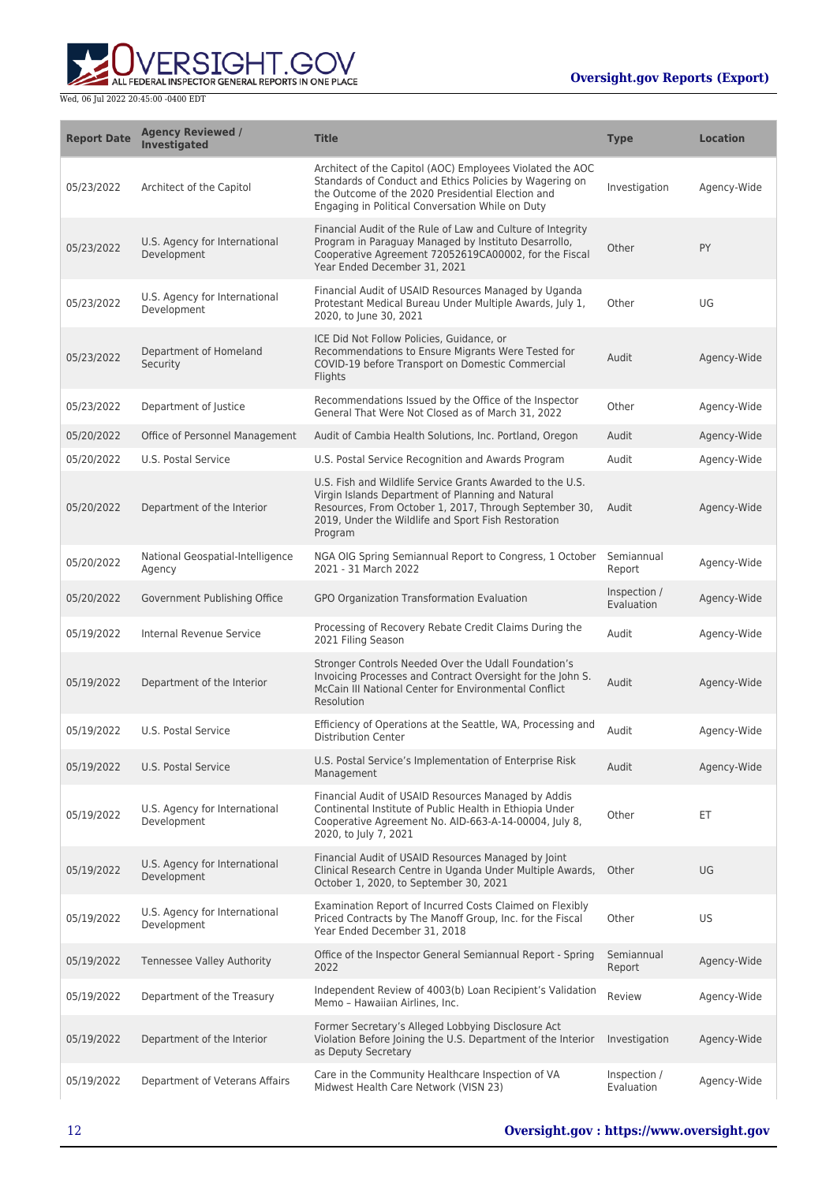| Report Date | Agency Reviewed / Investigated | Title | Type | Location |
|---|---|---|---|---|
| 05/23/2022 | Architect of the Capitol | Architect of the Capitol (AOC) Employees Violated the AOC Standards of Conduct and Ethics Policies by Wagering on the Outcome of the 2020 Presidential Election and Engaging in Political Conversation While on Duty | Investigation | Agency-Wide |
| 05/23/2022 | U.S. Agency for International Development | Financial Audit of the Rule of Law and Culture of Integrity Program in Paraguay Managed by Instituto Desarrollo, Cooperative Agreement 72052619CA00002, for the Fiscal Year Ended December 31, 2021 | Other | PY |
| 05/23/2022 | U.S. Agency for International Development | Financial Audit of USAID Resources Managed by Uganda Protestant Medical Bureau Under Multiple Awards, July 1, 2020, to June 30, 2021 | Other | UG |
| 05/23/2022 | Department of Homeland Security | ICE Did Not Follow Policies, Guidance, or Recommendations to Ensure Migrants Were Tested for COVID-19 before Transport on Domestic Commercial Flights | Audit | Agency-Wide |
| 05/23/2022 | Department of Justice | Recommendations Issued by the Office of the Inspector General That Were Not Closed as of March 31, 2022 | Other | Agency-Wide |
| 05/20/2022 | Office of Personnel Management | Audit of Cambia Health Solutions, Inc. Portland, Oregon | Audit | Agency-Wide |
| 05/20/2022 | U.S. Postal Service | U.S. Postal Service Recognition and Awards Program | Audit | Agency-Wide |
| 05/20/2022 | Department of the Interior | U.S. Fish and Wildlife Service Grants Awarded to the U.S. Virgin Islands Department of Planning and Natural Resources, From October 1, 2017, Through September 30, 2019, Under the Wildlife and Sport Fish Restoration Program | Audit | Agency-Wide |
| 05/20/2022 | National Geospatial-Intelligence Agency | NGA OIG Spring Semiannual Report to Congress, 1 October 2021 - 31 March 2022 | Semiannual Report | Agency-Wide |
| 05/20/2022 | Government Publishing Office | GPO Organization Transformation Evaluation | Inspection / Evaluation | Agency-Wide |
| 05/19/2022 | Internal Revenue Service | Processing of Recovery Rebate Credit Claims During the 2021 Filing Season | Audit | Agency-Wide |
| 05/19/2022 | Department of the Interior | Stronger Controls Needed Over the Udall Foundation's Invoicing Processes and Contract Oversight for the John S. McCain III National Center for Environmental Conflict Resolution | Audit | Agency-Wide |
| 05/19/2022 | U.S. Postal Service | Efficiency of Operations at the Seattle, WA, Processing and Distribution Center | Audit | Agency-Wide |
| 05/19/2022 | U.S. Postal Service | U.S. Postal Service's Implementation of Enterprise Risk Management | Audit | Agency-Wide |
| 05/19/2022 | U.S. Agency for International Development | Financial Audit of USAID Resources Managed by Addis Continental Institute of Public Health in Ethiopia Under Cooperative Agreement No. AID-663-A-14-00004, July 8, 2020, to July 7, 2021 | Other | ET |
| 05/19/2022 | U.S. Agency for International Development | Financial Audit of USAID Resources Managed by Joint Clinical Research Centre in Uganda Under Multiple Awards, October 1, 2020, to September 30, 2021 | Other | UG |
| 05/19/2022 | U.S. Agency for International Development | Examination Report of Incurred Costs Claimed on Flexibly Priced Contracts by The Manoff Group, Inc. for the Fiscal Year Ended December 31, 2018 | Other | US |
| 05/19/2022 | Tennessee Valley Authority | Office of the Inspector General Semiannual Report - Spring 2022 | Semiannual Report | Agency-Wide |
| 05/19/2022 | Department of the Treasury | Independent Review of 4003(b) Loan Recipient's Validation Memo – Hawaiian Airlines, Inc. | Review | Agency-Wide |
| 05/19/2022 | Department of the Interior | Former Secretary's Alleged Lobbying Disclosure Act Violation Before Joining the U.S. Department of the Interior as Deputy Secretary | Investigation | Agency-Wide |
| 05/19/2022 | Department of Veterans Affairs | Care in the Community Healthcare Inspection of VA Midwest Health Care Network (VISN 23) | Inspection / Evaluation | Agency-Wide |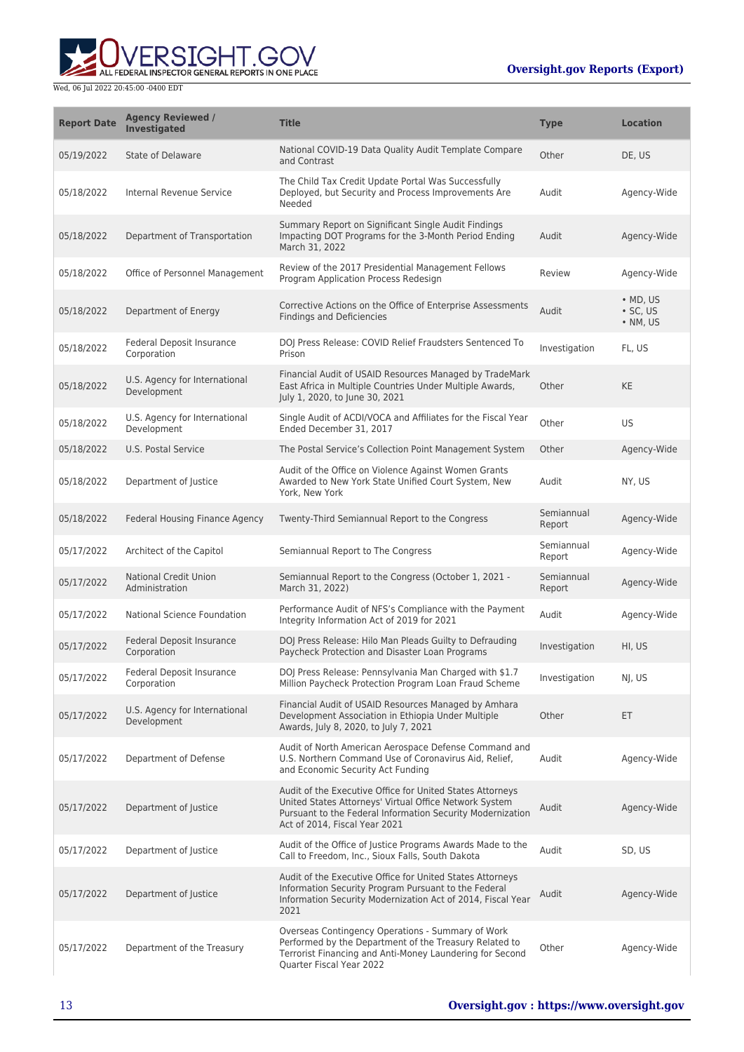| Report Date | Agency Reviewed / Investigated | Title | Type | Location |
|---|---|---|---|---|
| 05/19/2022 | State of Delaware | National COVID-19 Data Quality Audit Template Compare and Contrast | Other | DE, US |
| 05/18/2022 | Internal Revenue Service | The Child Tax Credit Update Portal Was Successfully Deployed, but Security and Process Improvements Are Needed | Audit | Agency-Wide |
| 05/18/2022 | Department of Transportation | Summary Report on Significant Single Audit Findings Impacting DOT Programs for the 3-Month Period Ending March 31, 2022 | Audit | Agency-Wide |
| 05/18/2022 | Office of Personnel Management | Review of the 2017 Presidential Management Fellows Program Application Process Redesign | Review | Agency-Wide |
| 05/18/2022 | Department of Energy | Corrective Actions on the Office of Enterprise Assessments Findings and Deficiencies | Audit | • MD, US<br>• SC, US<br>• NM, US |
| 05/18/2022 | Federal Deposit Insurance Corporation | DOJ Press Release: COVID Relief Fraudsters Sentenced To Prison | Investigation | FL, US |
| 05/18/2022 | U.S. Agency for International Development | Financial Audit of USAID Resources Managed by TradeMark East Africa in Multiple Countries Under Multiple Awards, July 1, 2020, to June 30, 2021 | Other | KE |
| 05/18/2022 | U.S. Agency for International Development | Single Audit of ACDI/VOCA and Affiliates for the Fiscal Year Ended December 31, 2017 | Other | US |
| 05/18/2022 | U.S. Postal Service | The Postal Service's Collection Point Management System | Other | Agency-Wide |
| 05/18/2022 | Department of Justice | Audit of the Office on Violence Against Women Grants Awarded to New York State Unified Court System, New York, New York | Audit | NY, US |
| 05/18/2022 | Federal Housing Finance Agency | Twenty-Third Semiannual Report to the Congress | Semiannual Report | Agency-Wide |
| 05/17/2022 | Architect of the Capitol | Semiannual Report to The Congress | Semiannual Report | Agency-Wide |
| 05/17/2022 | National Credit Union Administration | Semiannual Report to the Congress (October 1, 2021 - March 31, 2022) | Semiannual Report | Agency-Wide |
| 05/17/2022 | National Science Foundation | Performance Audit of NFS's Compliance with the Payment Integrity Information Act of 2019 for 2021 | Audit | Agency-Wide |
| 05/17/2022 | Federal Deposit Insurance Corporation | DOJ Press Release: Hilo Man Pleads Guilty to Defrauding Paycheck Protection and Disaster Loan Programs | Investigation | HI, US |
| 05/17/2022 | Federal Deposit Insurance Corporation | DOJ Press Release: Pennsylvania Man Charged with $1.7 Million Paycheck Protection Program Loan Fraud Scheme | Investigation | NJ, US |
| 05/17/2022 | U.S. Agency for International Development | Financial Audit of USAID Resources Managed by Amhara Development Association in Ethiopia Under Multiple Awards, July 8, 2020, to July 7, 2021 | Other | ET |
| 05/17/2022 | Department of Defense | Audit of North American Aerospace Defense Command and U.S. Northern Command Use of Coronavirus Aid, Relief, and Economic Security Act Funding | Audit | Agency-Wide |
| 05/17/2022 | Department of Justice | Audit of the Executive Office for United States Attorneys United States Attorneys' Virtual Office Network System Pursuant to the Federal Information Security Modernization Act of 2014, Fiscal Year 2021 | Audit | Agency-Wide |
| 05/17/2022 | Department of Justice | Audit of the Office of Justice Programs Awards Made to the Call to Freedom, Inc., Sioux Falls, South Dakota | Audit | SD, US |
| 05/17/2022 | Department of Justice | Audit of the Executive Office for United States Attorneys Information Security Program Pursuant to the Federal Information Security Modernization Act of 2014, Fiscal Year 2021 | Audit | Agency-Wide |
| 05/17/2022 | Department of the Treasury | Overseas Contingency Operations - Summary of Work Performed by the Department of the Treasury Related to Terrorist Financing and Anti-Money Laundering for Second Quarter Fiscal Year 2022 | Other | Agency-Wide |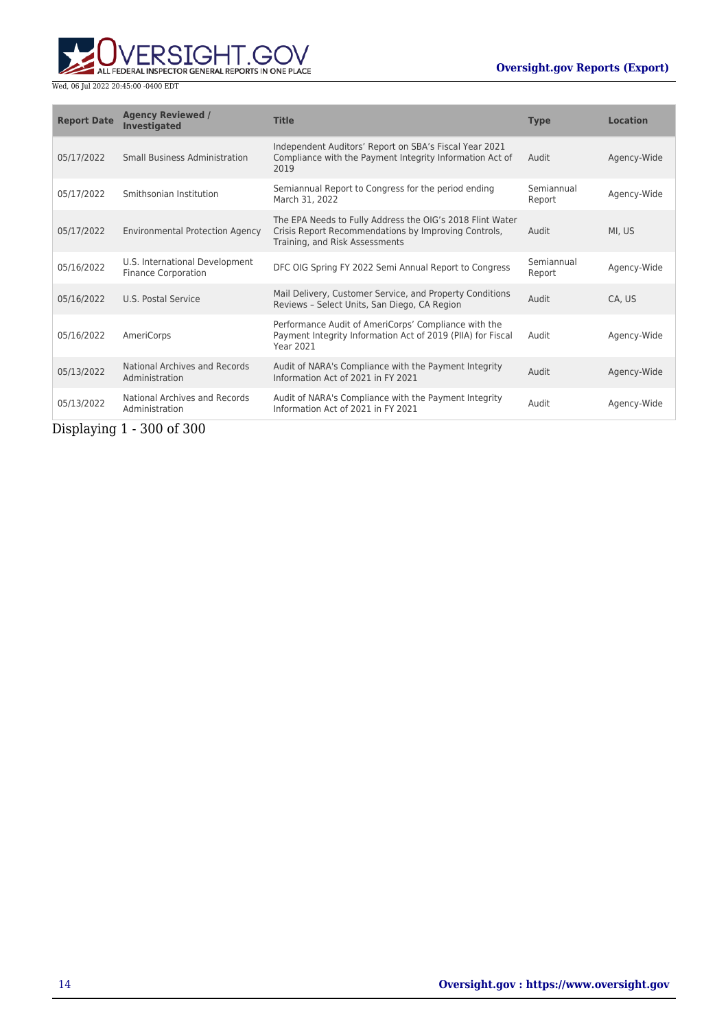| Report Date | Agency Reviewed / Investigated | Title | Type | Location |
| --- | --- | --- | --- | --- |
| 05/17/2022 | Small Business Administration | Independent Auditors' Report on SBA's Fiscal Year 2021 Compliance with the Payment Integrity Information Act of 2019 | Audit | Agency-Wide |
| 05/17/2022 | Smithsonian Institution | Semiannual Report to Congress for the period ending March 31, 2022 | Semiannual Report | Agency-Wide |
| 05/17/2022 | Environmental Protection Agency | The EPA Needs to Fully Address the OIG's 2018 Flint Water Crisis Report Recommendations by Improving Controls, Training, and Risk Assessments | Audit | MI, US |
| 05/16/2022 | U.S. International Development Finance Corporation | DFC OIG Spring FY 2022 Semi Annual Report to Congress | Semiannual Report | Agency-Wide |
| 05/16/2022 | U.S. Postal Service | Mail Delivery, Customer Service, and Property Conditions Reviews – Select Units, San Diego, CA Region | Audit | CA, US |
| 05/16/2022 | AmeriCorps | Performance Audit of AmeriCorps' Compliance with the Payment Integrity Information Act of 2019 (PIIA) for Fiscal Year 2021 | Audit | Agency-Wide |
| 05/13/2022 | National Archives and Records Administration | Audit of NARA's Compliance with the Payment Integrity Information Act of 2021 in FY 2021 | Audit | Agency-Wide |
| 05/13/2022 | National Archives and Records Administration | Audit of NARA's Compliance with the Payment Integrity Information Act of 2021 in FY 2021 | Audit | Agency-Wide |

Displaying 1 - 300 of 300